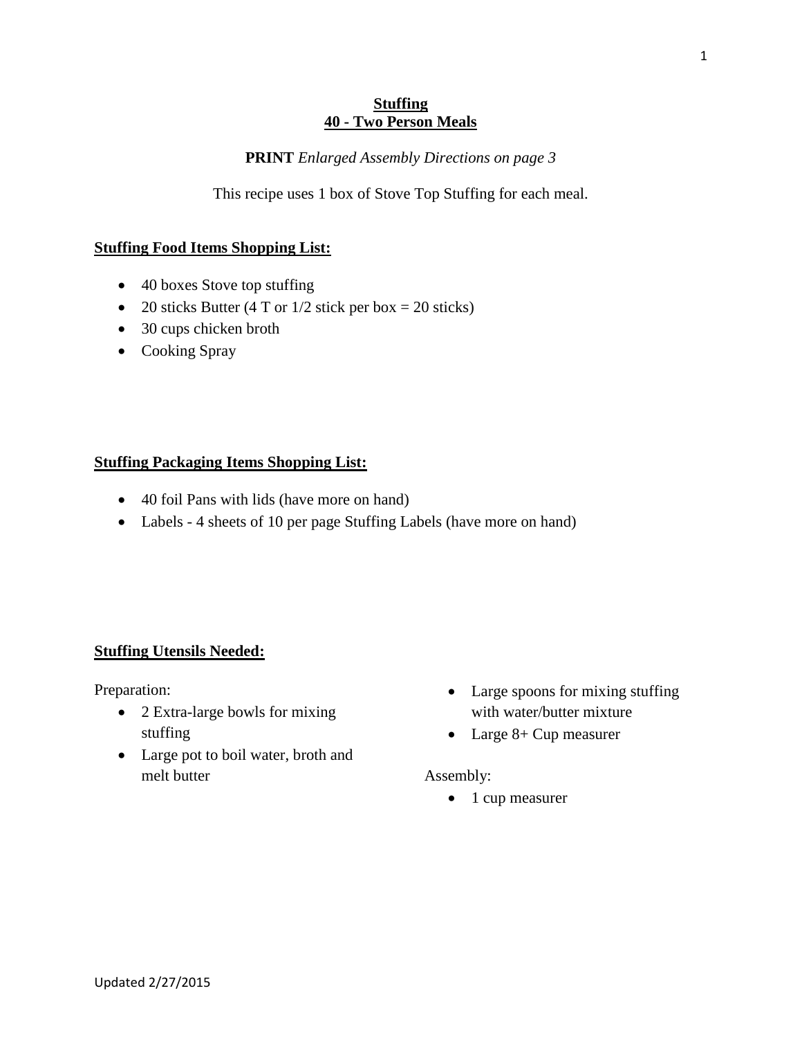# Stuffing
## 40 - Two Person Meals

**PRINT** *Enlarged Assembly Directions on page 3*

This recipe uses 1 box of Stove Top Stuffing for each meal.

### Stuffing Food Items Shopping List:

- 40 boxes Stove top stuffing
- 20 sticks Butter (4 T or 1/2 stick per box = 20 sticks)
- 30 cups chicken broth
- Cooking Spray

### Stuffing Packaging Items Shopping List:

- 40 foil Pans with lids (have more on hand)
- Labels - 4 sheets of 10 per page Stuffing Labels (have more on hand)

### Stuffing Utensils Needed:

Preparation:

- 2 Extra-large bowls for mixing stuffing
- Large pot to boil water, broth and melt butter
- Large spoons for mixing stuffing with water/butter mixture
- Large 8+ Cup measurer

Assembly:

- 1 cup measurer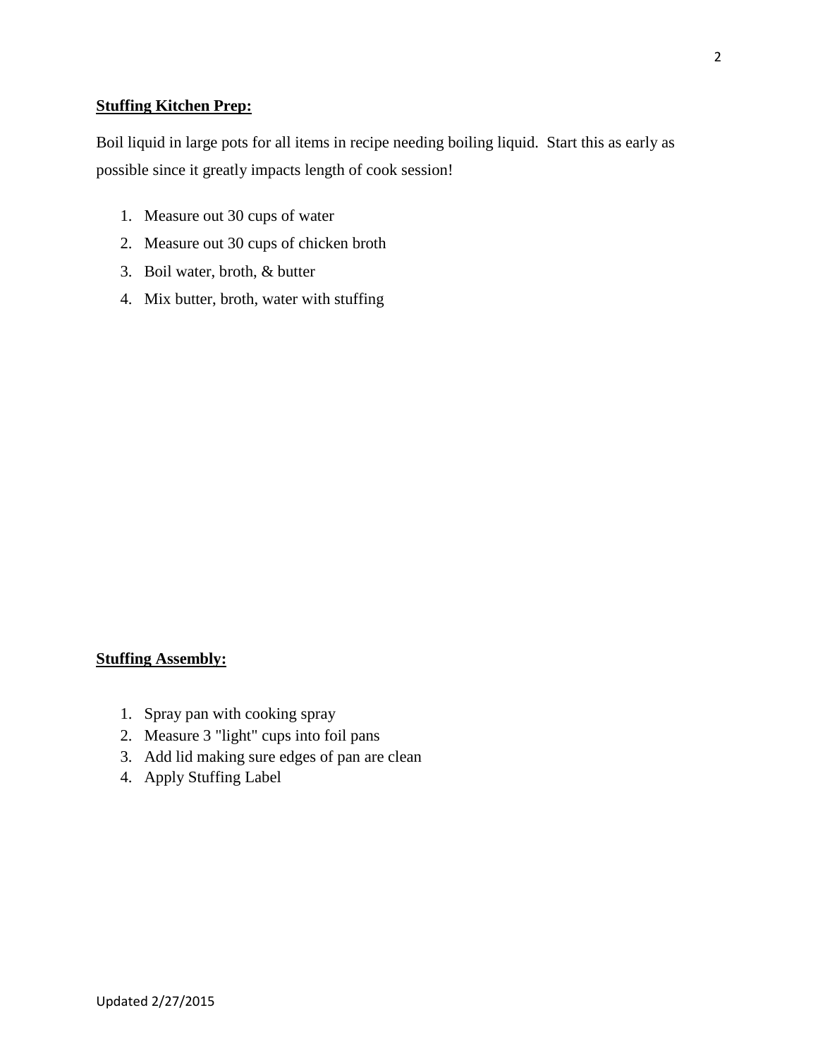**Stuffing Kitchen Prep:**

Boil liquid in large pots for all items in recipe needing boiling liquid. Start this as early as possible since it greatly impacts length of cook session!

1. Measure out 30 cups of water
2. Measure out 30 cups of chicken broth
3. Boil water, broth, & butter
4. Mix butter, broth, water with stuffing

**Stuffing Assembly:**

1. Spray pan with cooking spray
2. Measure 3 "light" cups into foil pans
3. Add lid making sure edges of pan are clean
4. Apply Stuffing Label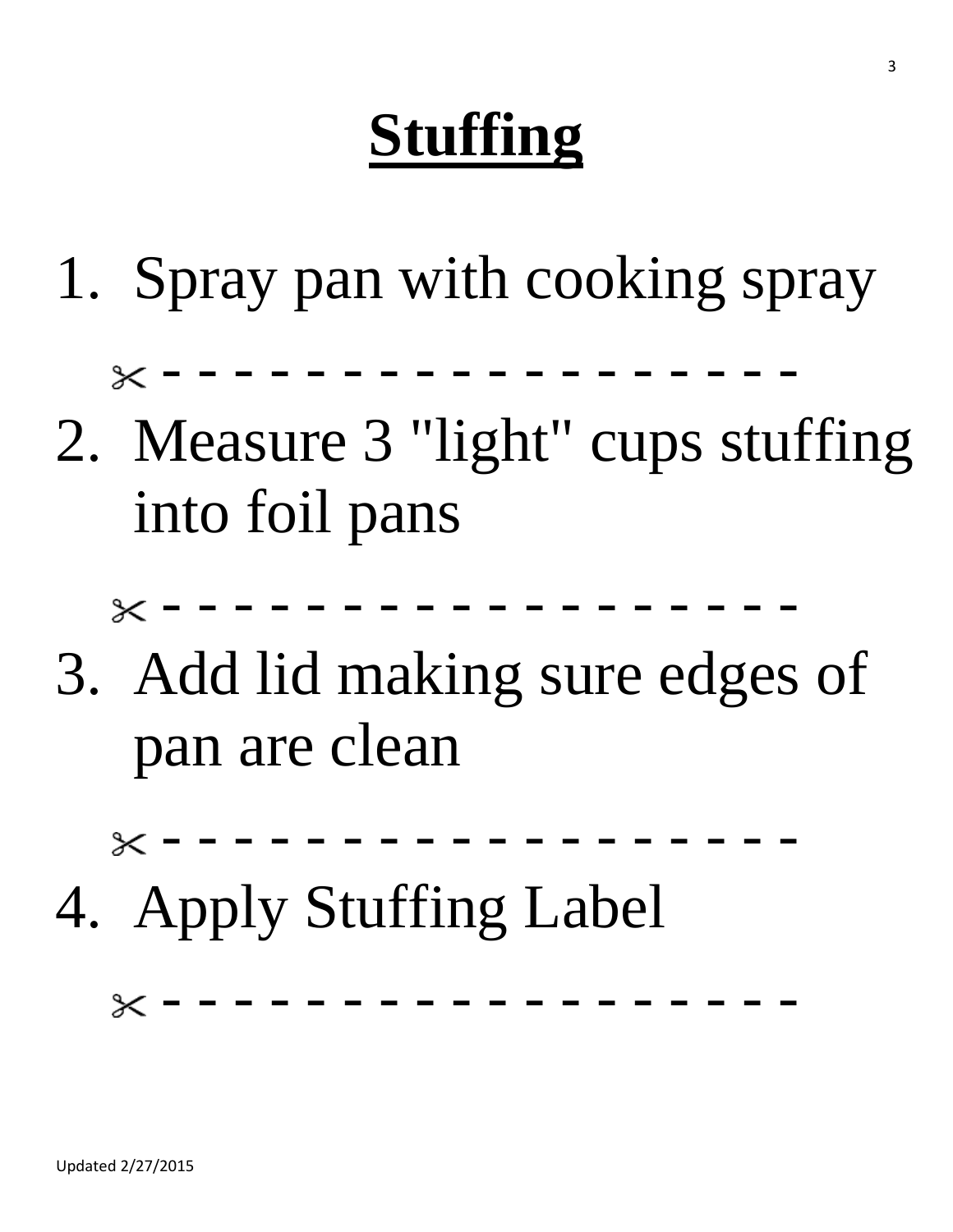# Stuffing

1. Spray pan with cooking spray

✂ - - - - - - - - - - - - - - - - - - - -

2. Measure 3 "light" cups stuffing into foil pans

✂ - - - - - - - - - - - - - - - - - - - -

3. Add lid making sure edges of pan are clean

✂ - - - - - - - - - - - - - - - - - - - -

4. Apply Stuffing Label

✂ - - - - - - - - - - - - - - - - - - - -

Updated 2/27/2015